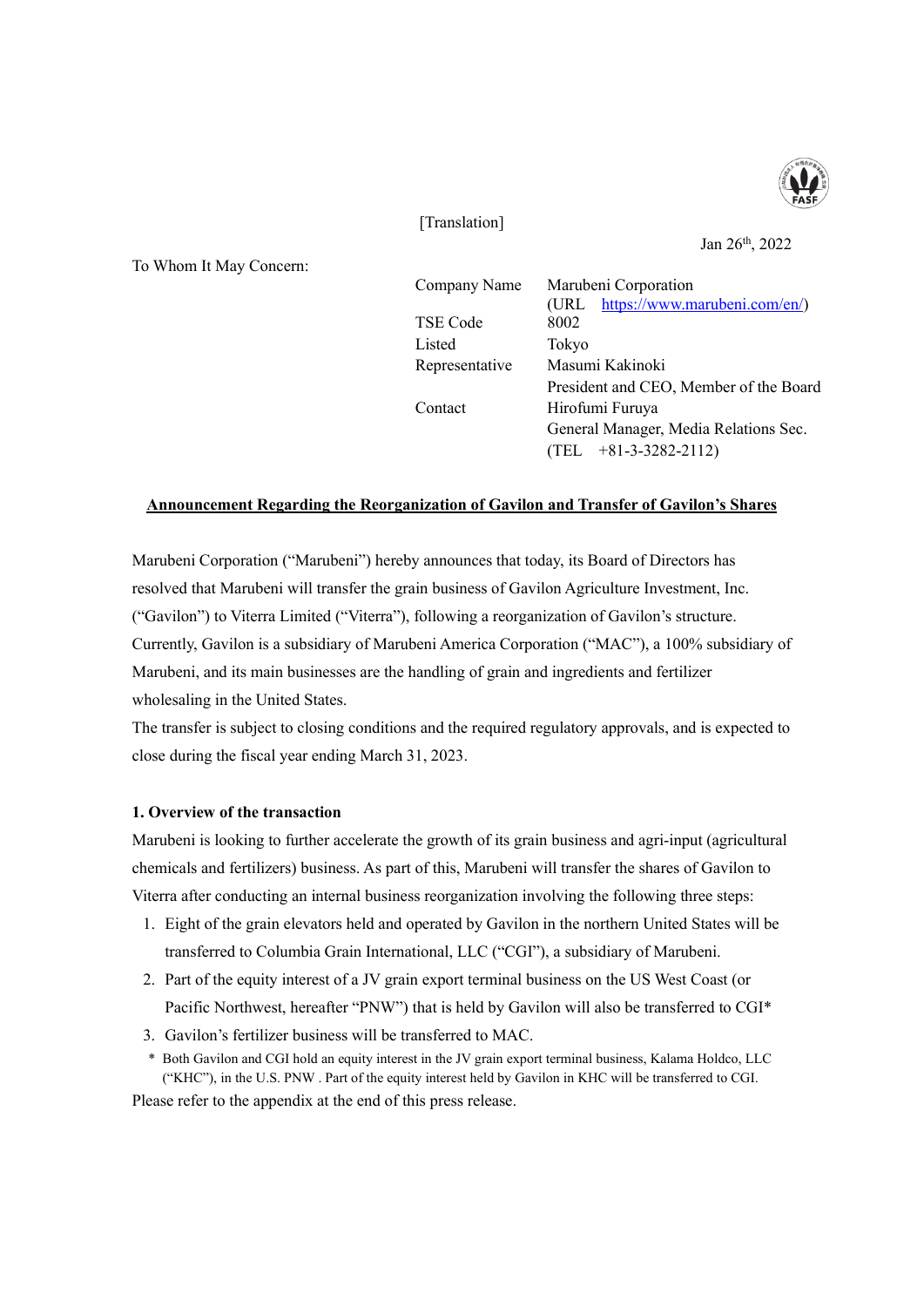[Translation]

Jan 26th, 2022

To Whom It May Concern:

| | |
|---|---|
| Company Name | Marubeni Corporation (URL https://www.marubeni.com/en/) |
| TSE Code | 8002 |
| Listed | Tokyo |
| Representative | Masumi Kakinoki President and CEO, Member of the Board |
| Contact | Hirofumi Furuya General Manager, Media Relations Sec. (TEL +81-3-3282-2112) |

**Announcement Regarding the Reorganization of Gavilon and Transfer of Gavilon's Shares**

Marubeni Corporation ("Marubeni") hereby announces that today, its Board of Directors has resolved that Marubeni will transfer the grain business of Gavilon Agriculture Investment, Inc. ("Gavilon") to Viterra Limited ("Viterra"), following a reorganization of Gavilon's structure. Currently, Gavilon is a subsidiary of Marubeni America Corporation ("MAC"), a 100% subsidiary of Marubeni, and its main businesses are the handling of grain and ingredients and fertilizer wholesaling in the United States.

The transfer is subject to closing conditions and the required regulatory approvals, and is expected to close during the fiscal year ending March 31, 2023.

**1. Overview of the transaction**

Marubeni is looking to further accelerate the growth of its grain business and agri-input (agricultural chemicals and fertilizers) business. As part of this, Marubeni will transfer the shares of Gavilon to Viterra after conducting an internal business reorganization involving the following three steps:

1. Eight of the grain elevators held and operated by Gavilon in the northern United States will be transferred to Columbia Grain International, LLC ("CGI"), a subsidiary of Marubeni.
2. Part of the equity interest of a JV grain export terminal business on the US West Coast (or Pacific Northwest, hereafter "PNW") that is held by Gavilon will also be transferred to CGI*
3. Gavilon's fertilizer business will be transferred to MAC.

\* Both Gavilon and CGI hold an equity interest in the JV grain export terminal business, Kalama Holdco, LLC ("KHC"), in the U.S. PNW . Part of the equity interest held by Gavilon in KHC will be transferred to CGI.

Please refer to the appendix at the end of this press release.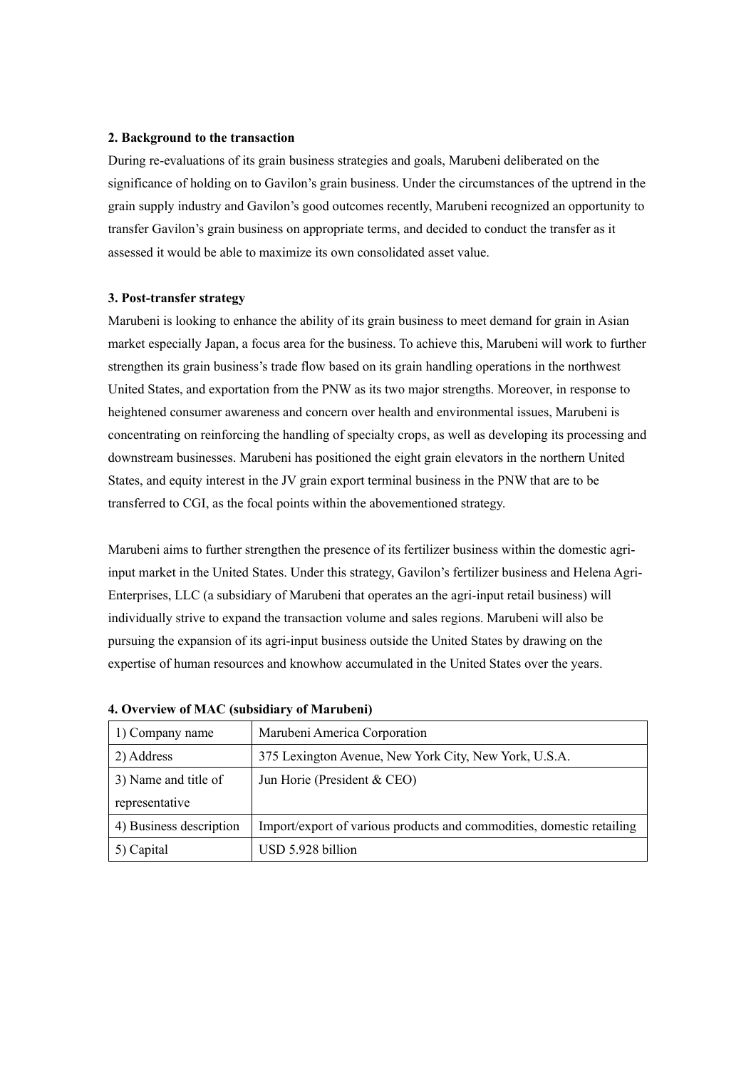**2. Background to the transaction**

During re-evaluations of its grain business strategies and goals, Marubeni deliberated on the significance of holding on to Gavilon's grain business. Under the circumstances of the uptrend in the grain supply industry and Gavilon's good outcomes recently, Marubeni recognized an opportunity to transfer Gavilon's grain business on appropriate terms, and decided to conduct the transfer as it assessed it would be able to maximize its own consolidated asset value.

**3. Post-transfer strategy**

Marubeni is looking to enhance the ability of its grain business to meet demand for grain in Asian market especially Japan, a focus area for the business. To achieve this, Marubeni will work to further strengthen its grain business's trade flow based on its grain handling operations in the northwest United States, and exportation from the PNW as its two major strengths. Moreover, in response to heightened consumer awareness and concern over health and environmental issues, Marubeni is concentrating on reinforcing the handling of specialty crops, as well as developing its processing and downstream businesses. Marubeni has positioned the eight grain elevators in the northern United States, and equity interest in the JV grain export terminal business in the PNW that are to be transferred to CGI, as the focal points within the abovementioned strategy.

Marubeni aims to further strengthen the presence of its fertilizer business within the domestic agri-input market in the United States. Under this strategy, Gavilon's fertilizer business and Helena Agri-Enterprises, LLC (a subsidiary of Marubeni that operates an the agri-input retail business) will individually strive to expand the transaction volume and sales regions. Marubeni will also be pursuing the expansion of its agri-input business outside the United States by drawing on the expertise of human resources and knowhow accumulated in the United States over the years.

**4. Overview of MAC (subsidiary of Marubeni)**

| | |
|---|---|
| 1) Company name | Marubeni America Corporation |
| 2) Address | 375 Lexington Avenue, New York City, New York, U.S.A. |
| 3) Name and title of representative | Jun Horie (President & CEO) |
| 4) Business description | Import/export of various products and commodities, domestic retailing |
| 5) Capital | USD 5.928 billion |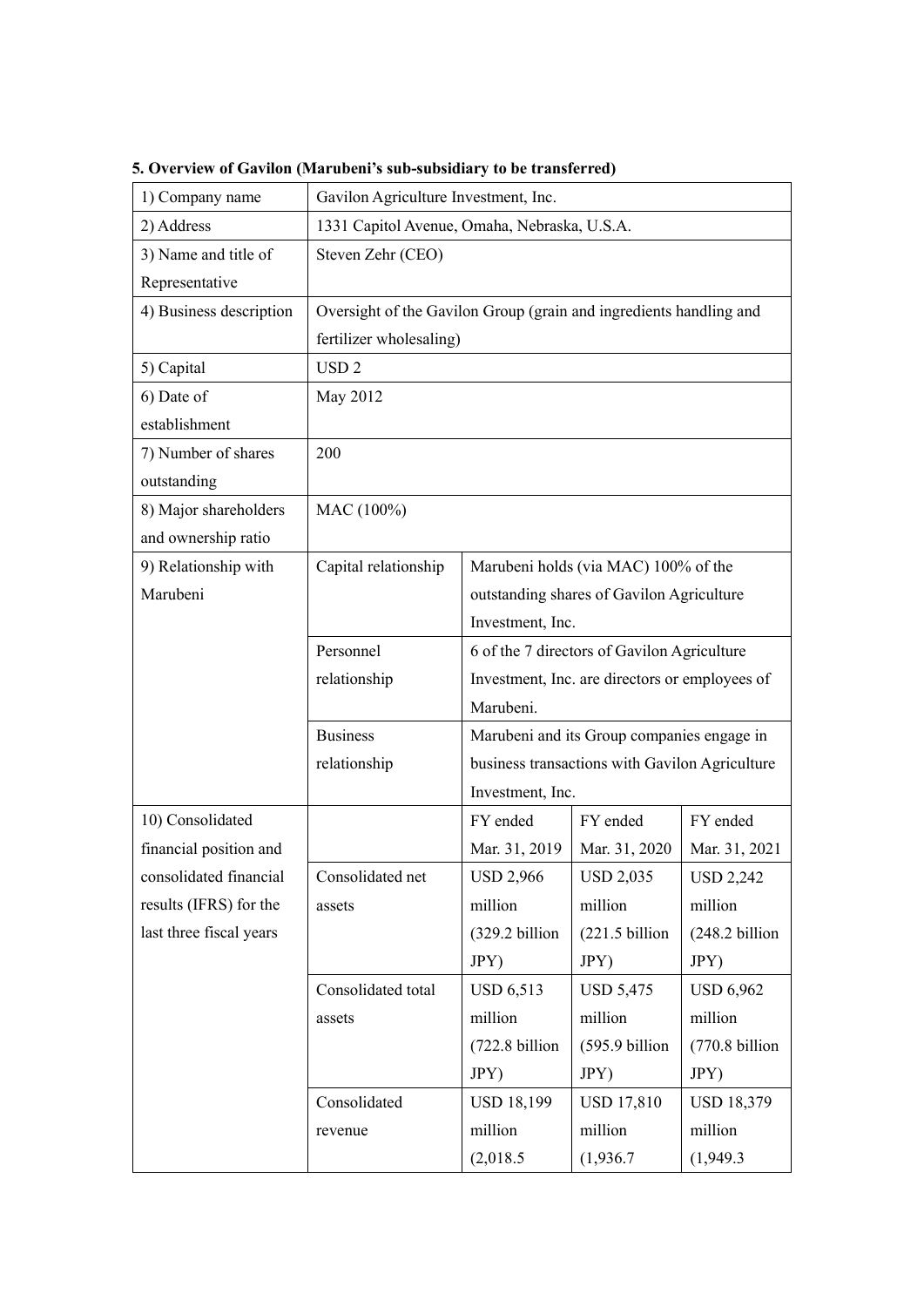**5. Overview of Gavilon (Marubeni's sub-subsidiary to be transferred)**

| | | | | |
|---|---|---|---|---|
| 1) Company name | Gavilon Agriculture Investment, Inc. | | | |
| 2) Address | 1331 Capitol Avenue, Omaha, Nebraska, U.S.A. | | | |
| 3) Name and title of Representative | Steven Zehr (CEO) | | | |
| 4) Business description | Oversight of the Gavilon Group (grain and ingredients handling and fertilizer wholesaling) | | | |
| 5) Capital | USD 2 | | | |
| 6) Date of establishment | May 2012 | | | |
| 7) Number of shares outstanding | 200 | | | |
| 8) Major shareholders and ownership ratio | MAC (100%) | | | |
| 9) Relationship with Marubeni | Capital relationship | Marubeni holds (via MAC) 100% of the outstanding shares of Gavilon Agriculture Investment, Inc. | | |
| | Personnel relationship | 6 of the 7 directors of Gavilon Agriculture Investment, Inc. are directors or employees of Marubeni. | | |
| | Business relationship | Marubeni and its Group companies engage in business transactions with Gavilon Agriculture Investment, Inc. | | |
| 10) Consolidated financial position and consolidated financial results (IFRS) for the last three fiscal years | | FY ended Mar. 31, 2019 | FY ended Mar. 31, 2020 | FY ended Mar. 31, 2021 |
| | Consolidated net assets | USD 2,966 million (329.2 billion JPY) | USD 2,035 million (221.5 billion JPY) | USD 2,242 million (248.2 billion JPY) |
| | Consolidated total assets | USD 6,513 million (722.8 billion JPY) | USD 5,475 million (595.9 billion JPY) | USD 6,962 million (770.8 billion JPY) |
| | Consolidated revenue | USD 18,199 million (2,018.5 | USD 17,810 million (1,936.7 | USD 18,379 million (1,949.3 |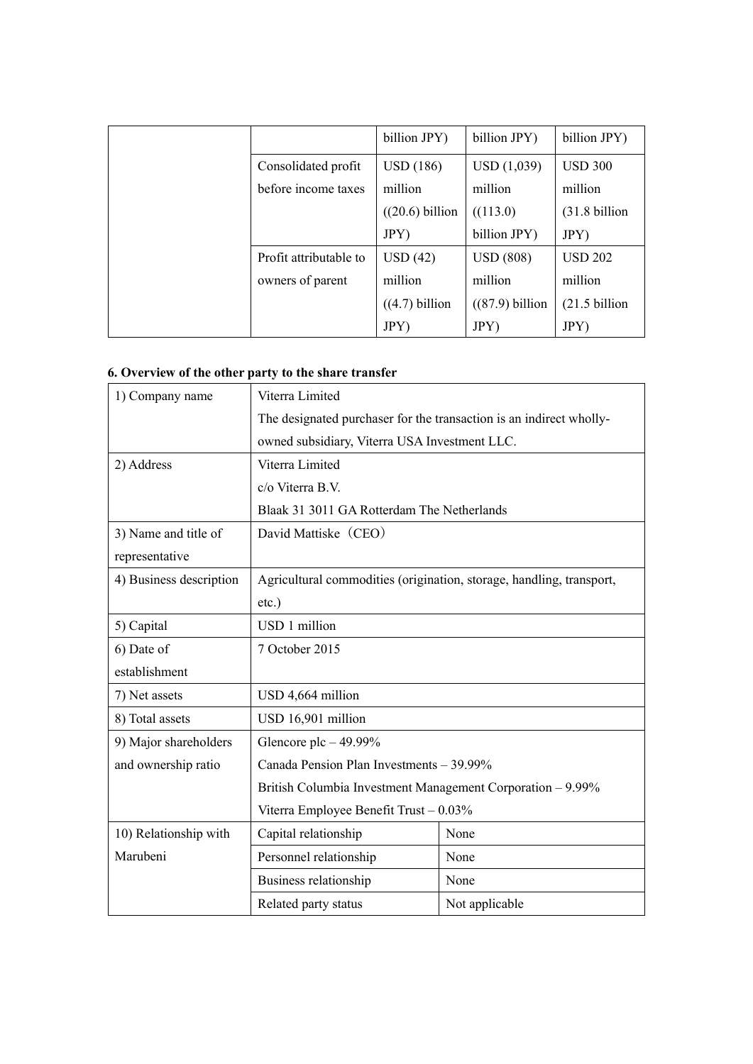| | | | | |
|---|---|---|---|---|
| | | billion JPY) | billion JPY) | billion JPY) |
| | Consolidated profit before income taxes | USD (186) million ((20.6) billion JPY) | USD (1,039) million ((113.0) billion JPY) | USD 300 million (31.8 billion JPY) |
| | Profit attributable to owners of parent | USD (42) million ((4.7) billion JPY) | USD (808) million ((87.9) billion JPY) | USD 202 million (21.5 billion JPY) |

**6. Overview of the other party to the share transfer**

| | | |
|---|---|---|
| 1) Company name | Viterra Limited<br>The designated purchaser for the transaction is an indirect wholly-owned subsidiary, Viterra USA Investment LLC. | |
| 2) Address | Viterra Limited<br>c/o Viterra B.V.<br>Blaak 31 3011 GA Rotterdam The Netherlands | |
| 3) Name and title of representative | David Mattiske（CEO） | |
| 4) Business description | Agricultural commodities (origination, storage, handling, transport, etc.) | |
| 5) Capital | USD 1 million | |
| 6) Date of establishment | 7 October 2015 | |
| 7) Net assets | USD 4,664 million | |
| 8) Total assets | USD 16,901 million | |
| 9) Major shareholders and ownership ratio | Glencore plc – 49.99%<br>Canada Pension Plan Investments – 39.99%<br>British Columbia Investment Management Corporation – 9.99%<br>Viterra Employee Benefit Trust – 0.03% | |
| 10) Relationship with Marubeni | Capital relationship | None |
| | Personnel relationship | None |
| | Business relationship | None |
| | Related party status | Not applicable |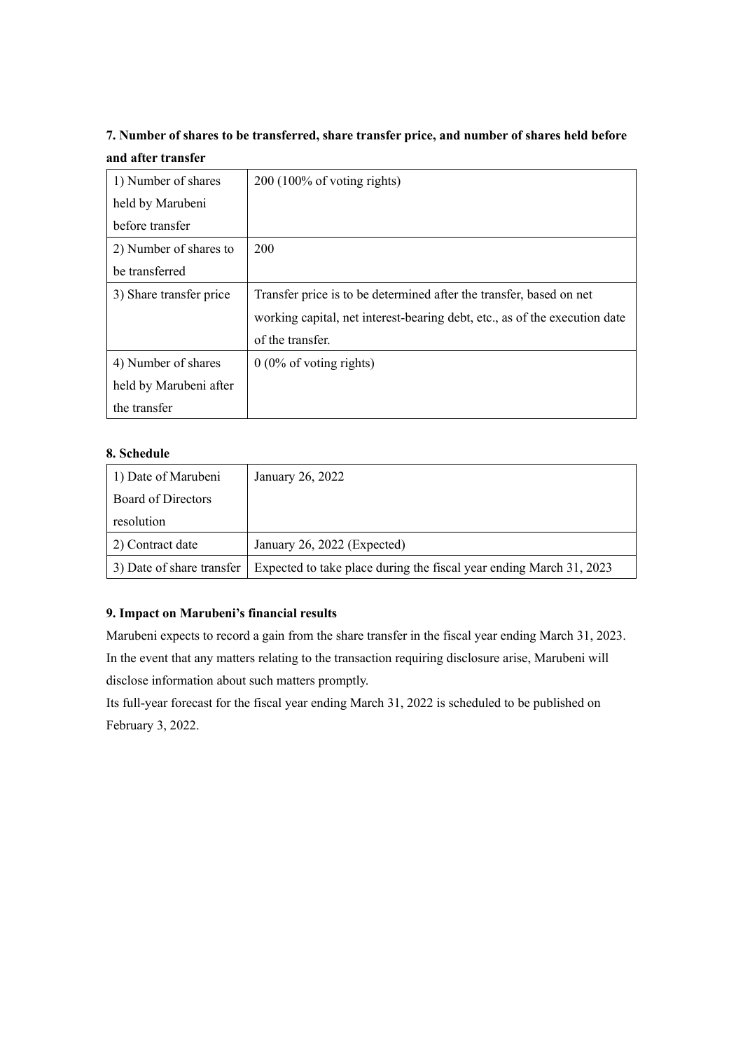### 7. Number of shares to be transferred, share transfer price, and number of shares held before and after transfer

| | |
|---|---|
| 1) Number of shares held by Marubeni before transfer | 200 (100% of voting rights) |
| 2) Number of shares to be transferred | 200 |
| 3) Share transfer price | Transfer price is to be determined after the transfer, based on net working capital, net interest-bearing debt, etc., as of the execution date of the transfer. |
| 4) Number of shares held by Marubeni after the transfer | 0 (0% of voting rights) |

### 8. Schedule

| | |
|---|---|
| 1) Date of Marubeni Board of Directors resolution | January 26, 2022 |
| 2) Contract date | January 26, 2022 (Expected) |
| 3) Date of share transfer | Expected to take place during the fiscal year ending March 31, 2023 |

### 9. Impact on Marubeni's financial results

Marubeni expects to record a gain from the share transfer in the fiscal year ending March 31, 2023. In the event that any matters relating to the transaction requiring disclosure arise, Marubeni will disclose information about such matters promptly.

Its full-year forecast for the fiscal year ending March 31, 2022 is scheduled to be published on February 3, 2022.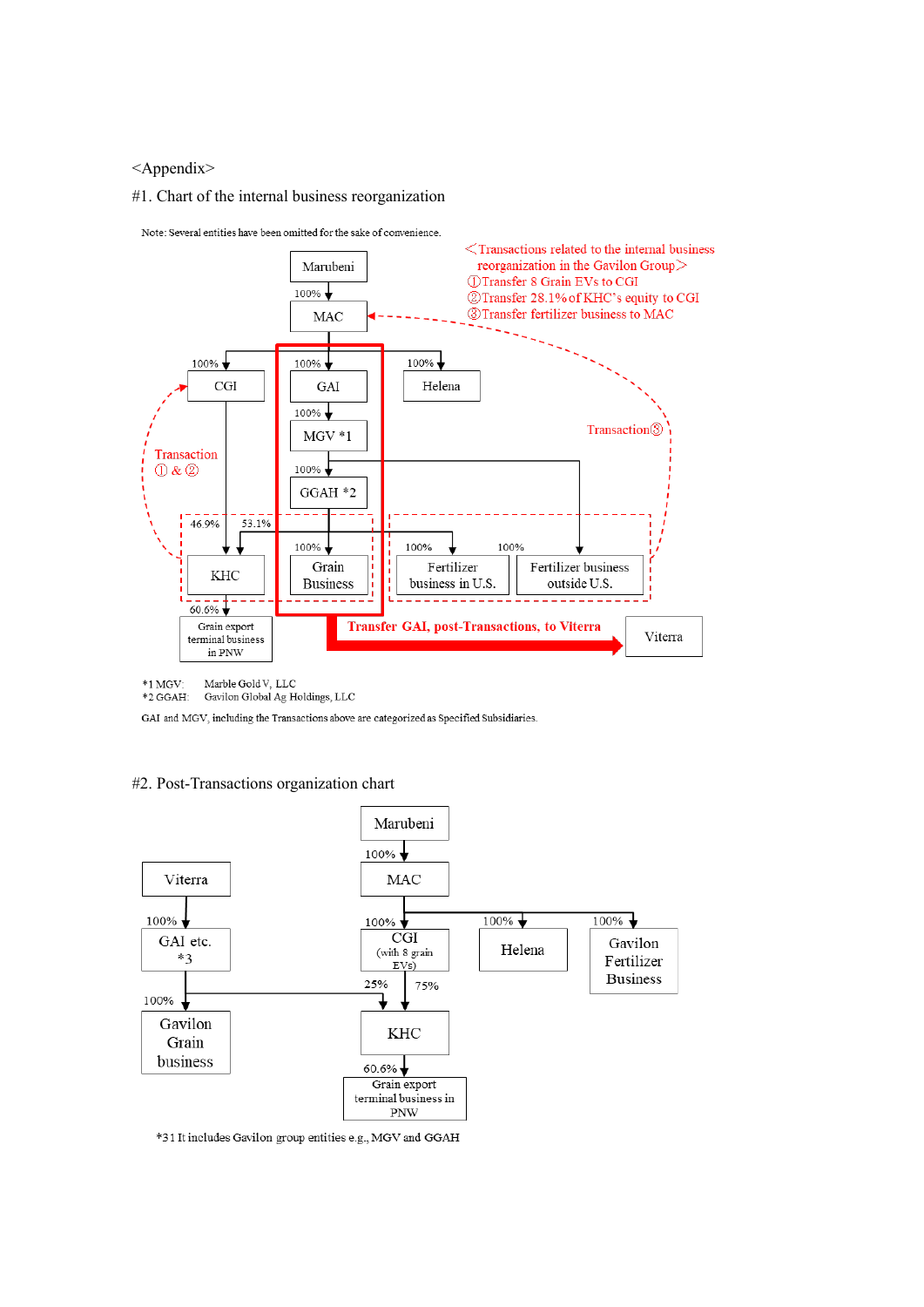<Appendix>

#1. Chart of the internal business reorganization

Note: Several entities have been omitted for the sake of convenience.

<Transactions related to the internal business reorganization in the Gavilon Group>
① Transfer 8 Grain EVs to CGI
② Transfer 28.1% of KHC's equity to CGI
③ Transfer fertilizer business to MAC

Marubeni
100%
MAC
100%
CGI
100%
GAI
100%
Helena
100%
MGV *1
100%
GGAH *2
Transaction ① & ②
Transaction ③
46.9%
53.1%
100%
100%
100%
KHC
Grain Business
Fertilizer business in U.S.
Fertilizer business outside U.S.
60.6%
Grain export terminal business in PNW
Transfer GAI, post-Transactions, to Viterra
Viterra

*1 MGV: Marble Gold V, LLC
*2 GGAH: Gavilon Global Ag Holdings, LLC

GAI and MGV, including the Transactions above are categorized as Specified Subsidiaries.

#2. Post-Transactions organization chart

Marubeni
100%
MAC
Viterra
100%
GAI etc. *3
100%
CGI (with 8 grain EVs)
100%
Helena
100%
Gavilon Fertilizer Business
100%
Gavilon Grain business
25%
75%
KHC
60.6%
Grain export terminal business in PNW

*3 It includes Gavilon group entities e.g., MGV and GGAH